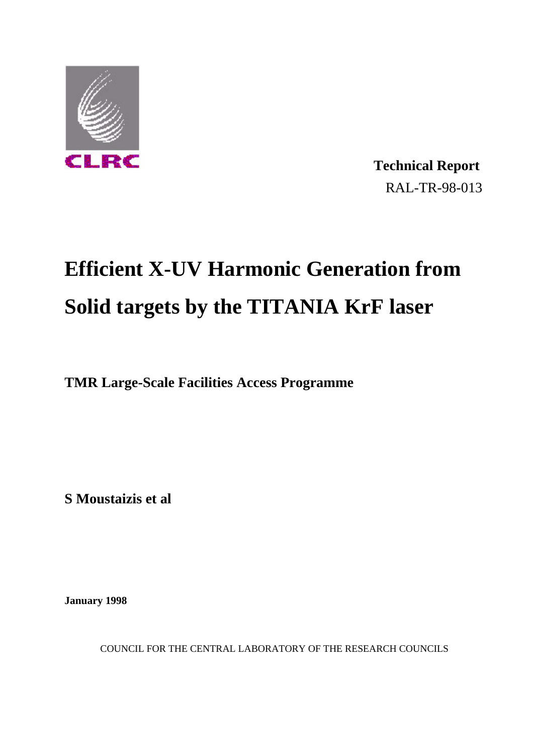CLRC

**Technical Report**
RAL-TR-98-013

# Efficient X-UV Harmonic Generation from Solid targets by the TITANIA KrF laser

**TMR Large-Scale Facilities Access Programme**

**S Moustaizis et al**

**January 1998**

COUNCIL FOR THE CENTRAL LABORATORY OF THE RESEARCH COUNCILS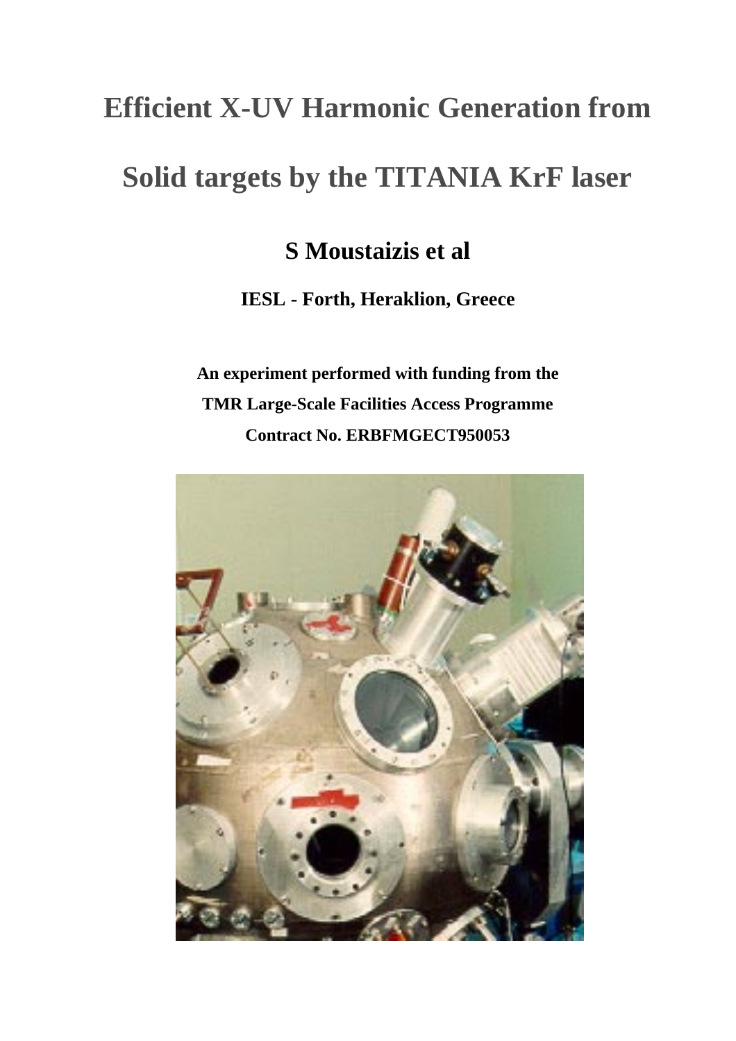# Efficient X-UV Harmonic Generation from Solid targets by the TITANIA KrF laser

## S Moustaizis et al

**IESL - Forth, Heraklion, Greece**

**An experiment performed with funding from the**
**TMR Large-Scale Facilities Access Programme**
**Contract No. ERBFMGECT950053**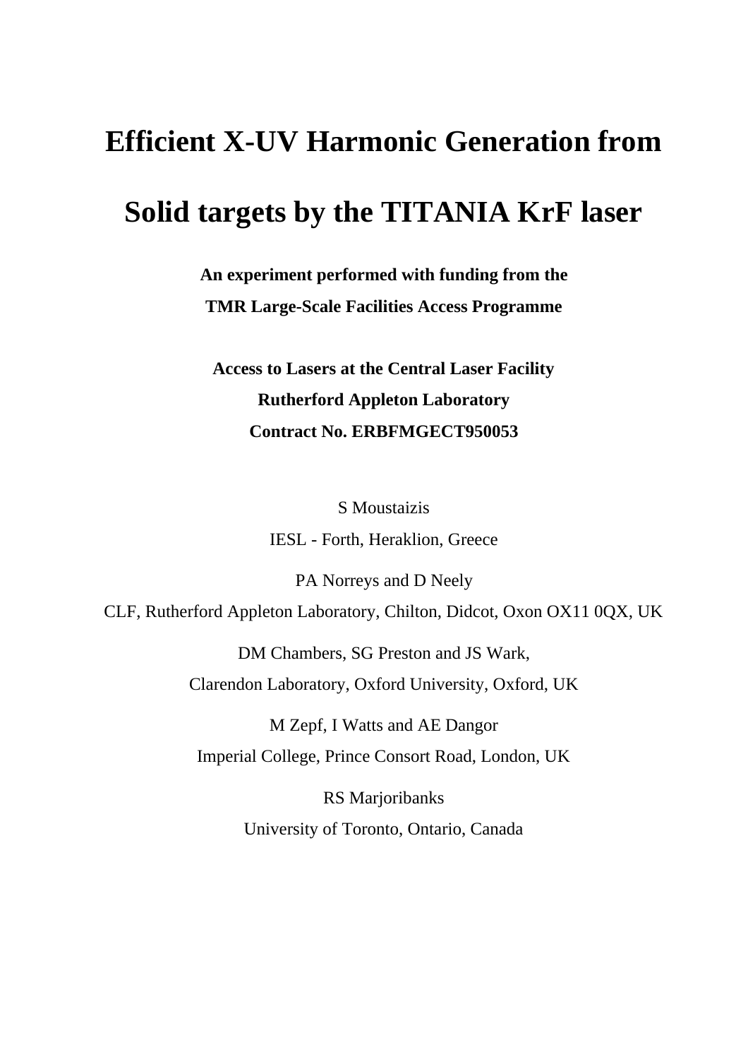# Efficient X-UV Harmonic Generation from Solid targets by the TITANIA KrF laser

**An experiment performed with funding from the**
**TMR Large-Scale Facilities Access Programme**

**Access to Lasers at the Central Laser Facility**
**Rutherford Appleton Laboratory**
**Contract No. ERBFMGECT950053**

S Moustaizis
IESL - Forth, Heraklion, Greece

PA Norreys and D Neely
CLF, Rutherford Appleton Laboratory, Chilton, Didcot, Oxon OX11 0QX, UK

DM Chambers, SG Preston and JS Wark,
Clarendon Laboratory, Oxford University, Oxford, UK

M Zepf, I Watts and AE Dangor
Imperial College, Prince Consort Road, London, UK

RS Marjoribanks
University of Toronto, Ontario, Canada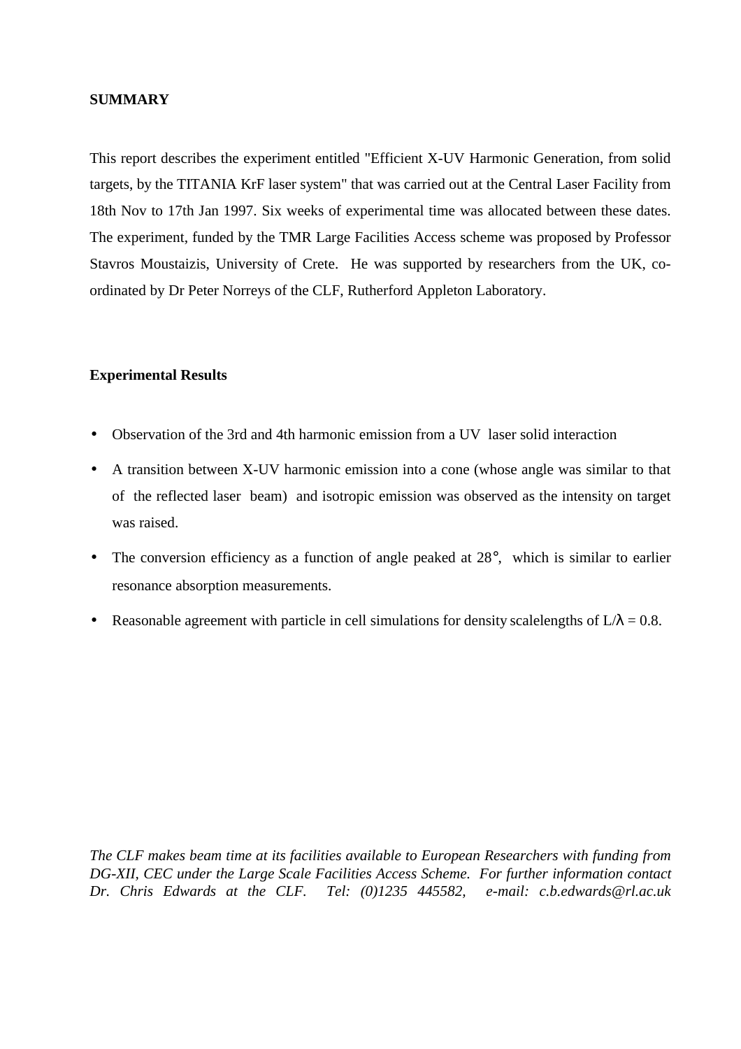**SUMMARY**

This report describes the experiment entitled "Efficient X-UV Harmonic Generation, from solid targets, by the TITANIA KrF laser system" that was carried out at the Central Laser Facility from 18th Nov to 17th Jan 1997. Six weeks of experimental time was allocated between these dates. The experiment, funded by the TMR Large Facilities Access scheme was proposed by Professor Stavros Moustaizis, University of Crete. He was supported by researchers from the UK, co-ordinated by Dr Peter Norreys of the CLF, Rutherford Appleton Laboratory.

**Experimental Results**

- Observation of the 3rd and 4th harmonic emission from a UV laser solid interaction
- A transition between X-UV harmonic emission into a cone (whose angle was similar to that of the reflected laser beam) and isotropic emission was observed as the intensity on target was raised.
- The conversion efficiency as a function of angle peaked at 28°, which is similar to earlier resonance absorption measurements.
- Reasonable agreement with particle in cell simulations for density scalelengths of $L/\lambda = 0.8$.

*The CLF makes beam time at its facilities available to European Researchers with funding from DG-XII, CEC under the Large Scale Facilities Access Scheme. For further information contact Dr. Chris Edwards at the CLF. Tel: (0)1235 445582, e-mail: c.b.edwards@rl.ac.uk*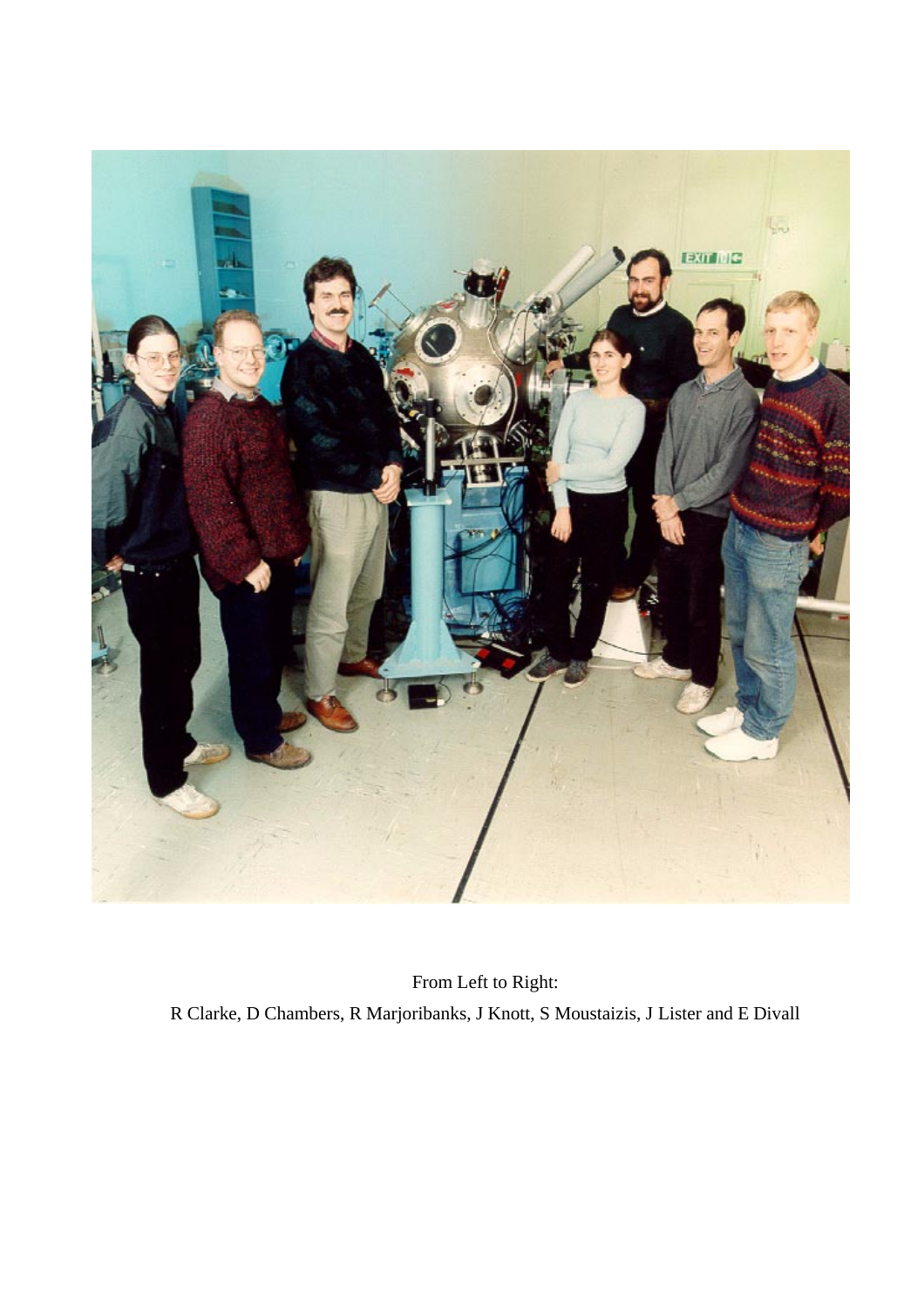From Left to Right:

R Clarke, D Chambers, R Marjoribanks, J Knott, S Moustaizis, J Lister and E Divall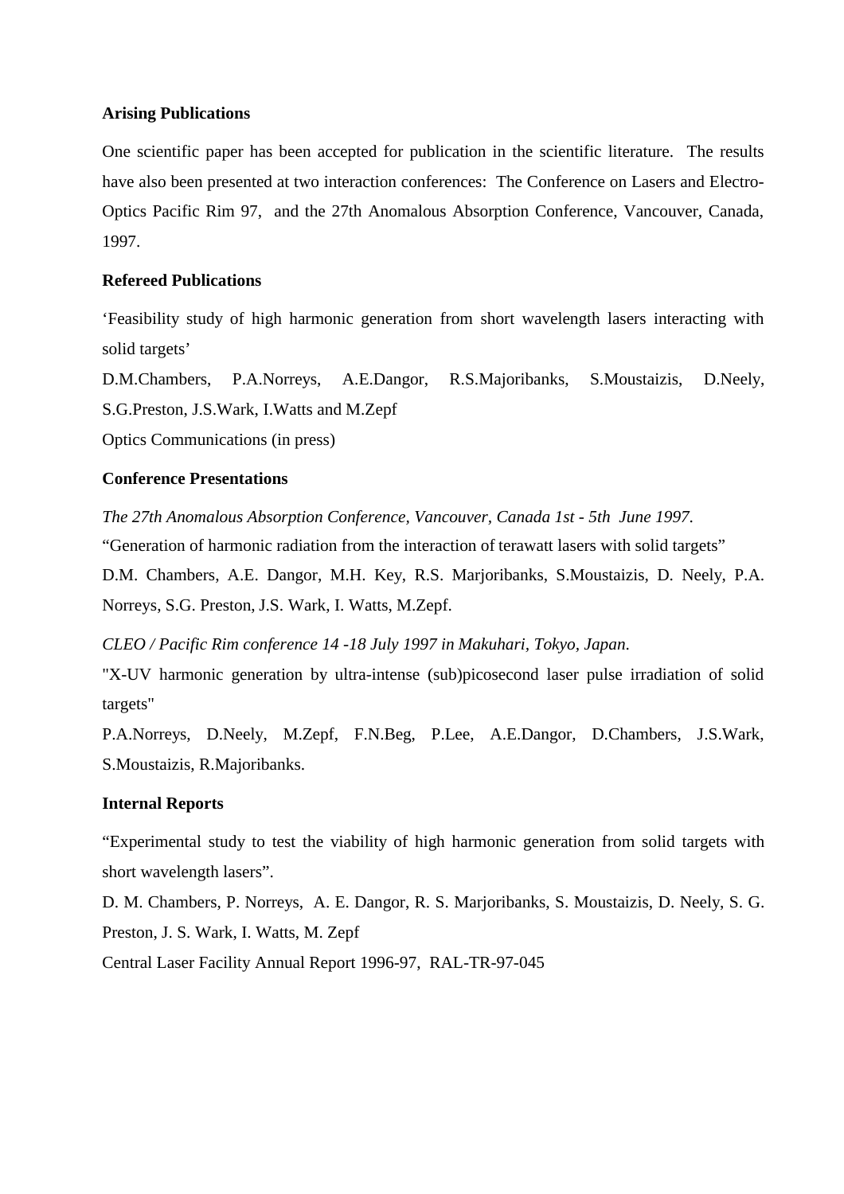**Arising Publications**

One scientific paper has been accepted for publication in the scientific literature. The results have also been presented at two interaction conferences: The Conference on Lasers and Electro-Optics Pacific Rim 97, and the 27th Anomalous Absorption Conference, Vancouver, Canada, 1997.

**Refereed Publications**

'Feasibility study of high harmonic generation from short wavelength lasers interacting with solid targets'
D.M.Chambers, P.A.Norreys, A.E.Dangor, R.S.Majoribanks, S.Moustaizis, D.Neely, S.G.Preston, J.S.Wark, I.Watts and M.Zepf
Optics Communications (in press)

**Conference Presentations**

*The 27th Anomalous Absorption Conference, Vancouver, Canada 1st - 5th June 1997.*
"Generation of harmonic radiation from the interaction of terawatt lasers with solid targets"
D.M. Chambers, A.E. Dangor, M.H. Key, R.S. Marjoribanks, S.Moustaizis, D. Neely, P.A. Norreys, S.G. Preston, J.S. Wark, I. Watts, M.Zepf.

*CLEO / Pacific Rim conference 14 -18 July 1997 in Makuhari, Tokyo, Japan.*
"X-UV harmonic generation by ultra-intense (sub)picosecond laser pulse irradiation of solid targets"
P.A.Norreys, D.Neely, M.Zepf, F.N.Beg, P.Lee, A.E.Dangor, D.Chambers, J.S.Wark, S.Moustaizis, R.Majoribanks.

**Internal Reports**

"Experimental study to test the viability of high harmonic generation from solid targets with short wavelength lasers".
D. M. Chambers, P. Norreys, A. E. Dangor, R. S. Marjoribanks, S. Moustaizis, D. Neely, S. G. Preston, J. S. Wark, I. Watts, M. Zepf
Central Laser Facility Annual Report 1996-97, RAL-TR-97-045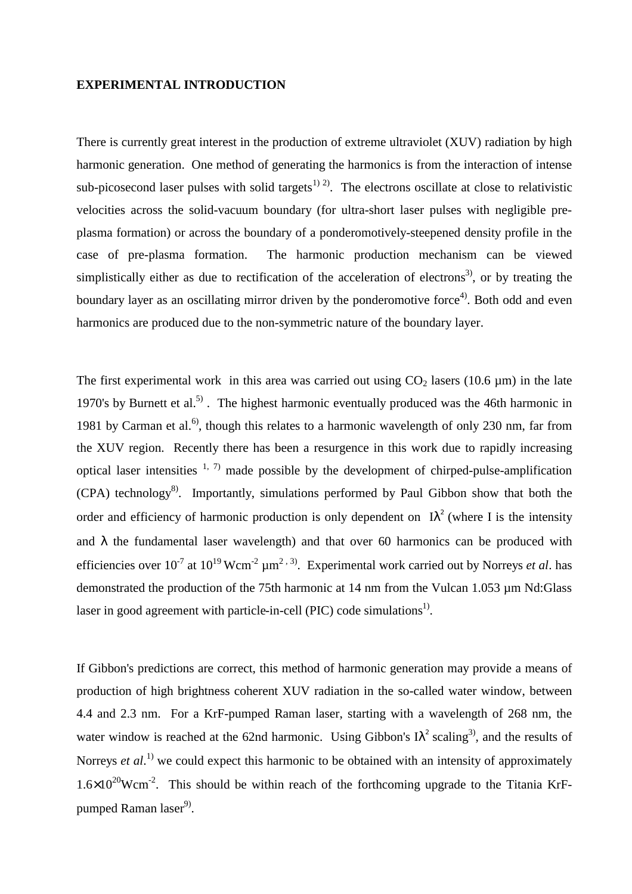**EXPERIMENTAL INTRODUCTION**

There is currently great interest in the production of extreme ultraviolet (XUV) radiation by high harmonic generation. One method of generating the harmonics is from the interaction of intense sub-picosecond laser pulses with solid targets[1) 2)]. The electrons oscillate at close to relativistic velocities across the solid-vacuum boundary (for ultra-short laser pulses with negligible pre-plasma formation) or across the boundary of a ponderomotively-steepened density profile in the case of pre-plasma formation. The harmonic production mechanism can be viewed simplistically either as due to rectification of the acceleration of electrons[3)], or by treating the boundary layer as an oscillating mirror driven by the ponderomotive force[4)]. Both odd and even harmonics are produced due to the non-symmetric nature of the boundary layer.

The first experimental work in this area was carried out using $CO_2$ lasers (10.6 µm) in the late 1970's by Burnett et al.[5)] . The highest harmonic eventually produced was the 46th harmonic in 1981 by Carman et al.[6)], though this relates to a harmonic wavelength of only 230 nm, far from the XUV region. Recently there has been a resurgence in this work due to rapidly increasing optical laser intensities [1, 7)] made possible by the development of chirped-pulse-amplification (CPA) technology[8)]. Importantly, simulations performed by Paul Gibbon show that both the order and efficiency of harmonic production is only dependent on $I\lambda^2$ (where I is the intensity and $\lambda$ the fundamental laser wavelength) and that over 60 harmonics can be produced with efficiencies over $10^{-7}$ at $10^{19}$ Wcm$^{-2}$ µm$^{2}$ [, 3)]. Experimental work carried out by Norreys *et al*. has demonstrated the production of the 75th harmonic at 14 nm from the Vulcan 1.053 µm Nd:Glass laser in good agreement with particle-in-cell (PIC) code simulations[1)].

If Gibbon's predictions are correct, this method of harmonic generation may provide a means of production of high brightness coherent XUV radiation in the so-called water window, between 4.4 and 2.3 nm. For a KrF-pumped Raman laser, starting with a wavelength of 268 nm, the water window is reached at the 62nd harmonic. Using Gibbon's $I\lambda^2$ scaling[3)], and the results of Norreys *et al*.[1)] we could expect this harmonic to be obtained with an intensity of approximately $1.6\times10^{20}$Wcm$^{-2}$. This should be within reach of the forthcoming upgrade to the Titania KrF-pumped Raman laser[9)].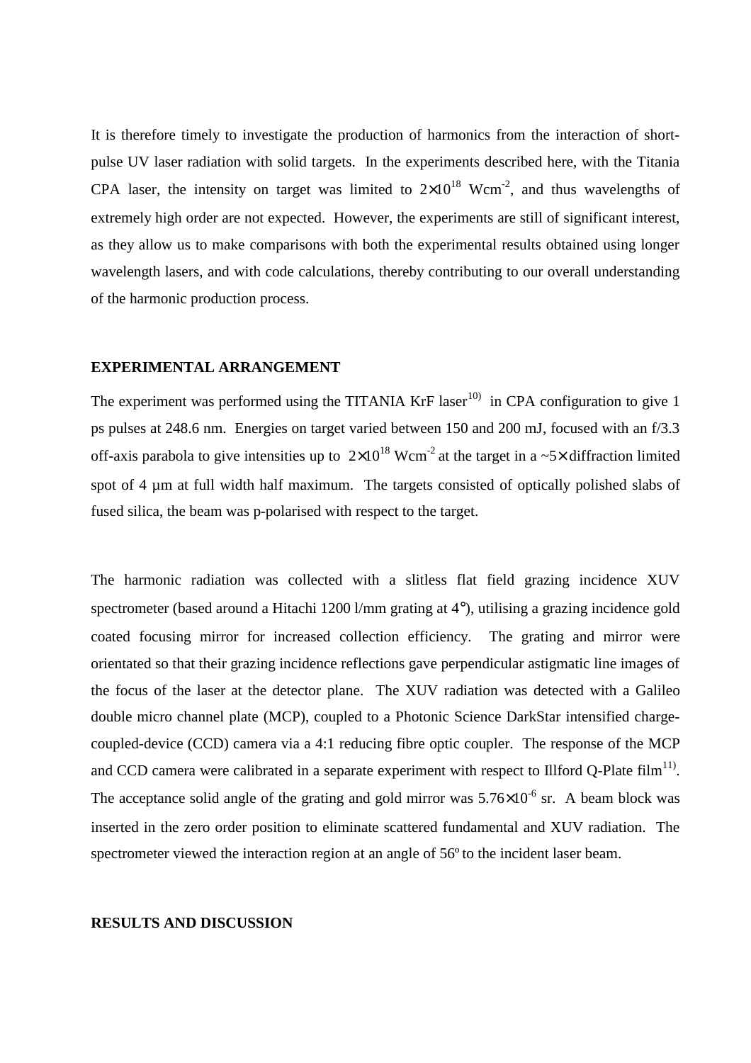It is therefore timely to investigate the production of harmonics from the interaction of short-pulse UV laser radiation with solid targets. In the experiments described here, with the Titania CPA laser, the intensity on target was limited to $2\times10^{18}$ Wcm$^{-2}$, and thus wavelengths of extremely high order are not expected. However, the experiments are still of significant interest, as they allow us to make comparisons with both the experimental results obtained using longer wavelength lasers, and with code calculations, thereby contributing to our overall understanding of the harmonic production process.

## EXPERIMENTAL ARRANGEMENT

The experiment was performed using the TITANIA KrF laser[10) ] in CPA configuration to give 1 ps pulses at 248.6 nm. Energies on target varied between 150 and 200 mJ, focused with an f/3.3 off-axis parabola to give intensities up to $2\times10^{18}$ Wcm$^{-2}$ at the target in a ~5× diffraction limited spot of 4 μm at full width half maximum. The targets consisted of optically polished slabs of fused silica, the beam was p-polarised with respect to the target.

The harmonic radiation was collected with a slitless flat field grazing incidence XUV spectrometer (based around a Hitachi 1200 l/mm grating at 4°), utilising a grazing incidence gold coated focusing mirror for increased collection efficiency. The grating and mirror were orientated so that their grazing incidence reflections gave perpendicular astigmatic line images of the focus of the laser at the detector plane. The XUV radiation was detected with a Galileo double micro channel plate (MCP), coupled to a Photonic Science DarkStar intensified charge-coupled-device (CCD) camera via a 4:1 reducing fibre optic coupler. The response of the MCP and CCD camera were calibrated in a separate experiment with respect to Illford Q-Plate film[11)]. The acceptance solid angle of the grating and gold mirror was $5.76\times10^{-6}$ sr. A beam block was inserted in the zero order position to eliminate scattered fundamental and XUV radiation. The spectrometer viewed the interaction region at an angle of 56º to the incident laser beam.

## RESULTS AND DISCUSSION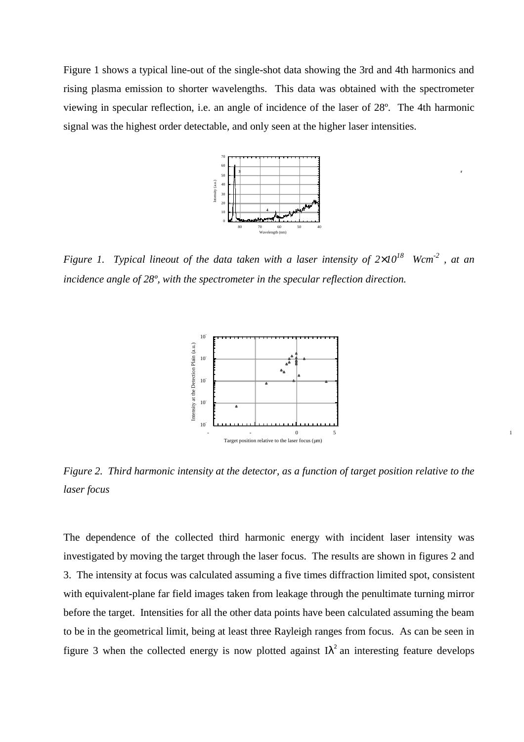Figure 1 shows a typical line-out of the single-shot data showing the 3rd and 4th harmonics and rising plasma emission to shorter wavelengths. This data was obtained with the spectrometer viewing in specular reflection, i.e. an angle of incidence of the laser of 28º. The 4th harmonic signal was the highest order detectable, and only seen at the higher laser intensities.

*Figure 1. Typical lineout of the data taken with a laser intensity of $2\times10^{18}$ $Wcm^{-2}$ , at an incidence angle of 28º, with the spectrometer in the specular reflection direction.*

*Figure 2. Third harmonic intensity at the detector, as a function of target position relative to the laser focus*

The dependence of the collected third harmonic energy with incident laser intensity was investigated by moving the target through the laser focus. The results are shown in figures 2 and 3. The intensity at focus was calculated assuming a five times diffraction limited spot, consistent with equivalent-plane far field images taken from leakage through the penultimate turning mirror before the target. Intensities for all the other data points have been calculated assuming the beam to be in the geometrical limit, being at least three Rayleigh ranges from focus. As can be seen in figure 3 when the collected energy is now plotted against $I\lambda^2$ an interesting feature develops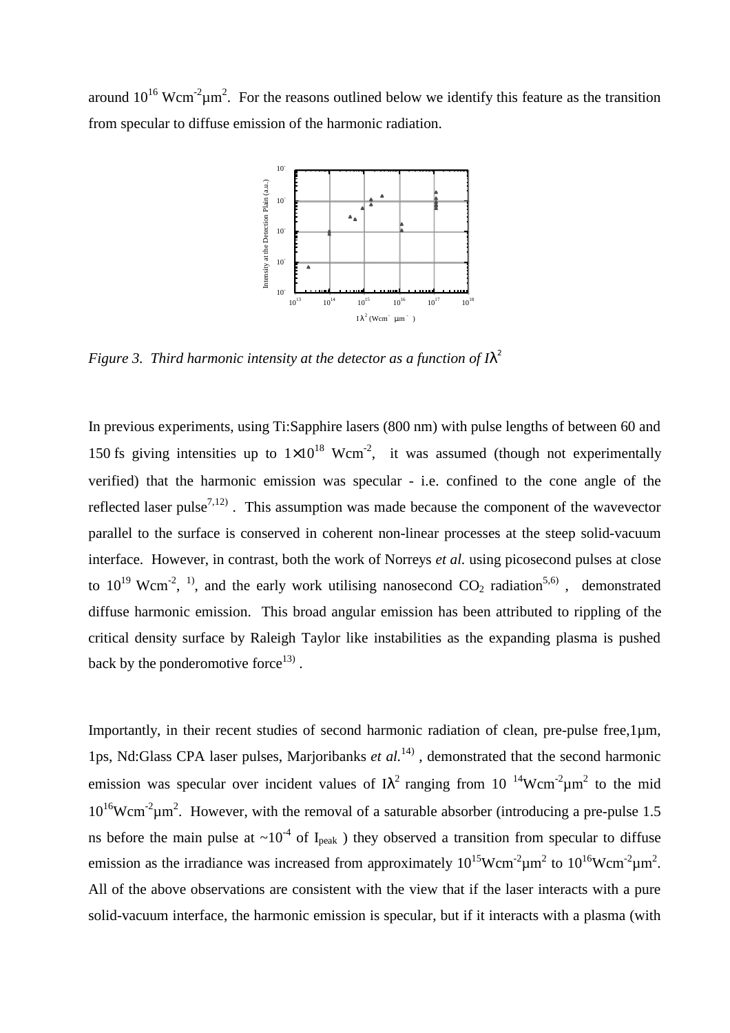around $10^{16}$ Wcm$^{-2}$μm$^2$. For the reasons outlined below we identify this feature as the transition from specular to diffuse emission of the harmonic radiation.

*Figure 3. Third harmonic intensity at the detector as a function of $I\lambda^2$*

In previous experiments, using Ti:Sapphire lasers (800 nm) with pulse lengths of between 60 and 150 fs giving intensities up to $1\times10^{18}$ Wcm$^{-2}$, it was assumed (though not experimentally verified) that the harmonic emission was specular - i.e. confined to the cone angle of the reflected laser pulse[7,12). This assumption was made because the component of the wavevector parallel to the surface is conserved in coherent non-linear processes at the steep solid-vacuum interface. However, in contrast, both the work of Norreys *et al.* using picosecond pulses at close to $10^{19}$ Wcm$^{-2}$, [1)], and the early work utilising nanosecond $CO_2$ radiation[5,6)], demonstrated diffuse harmonic emission. This broad angular emission has been attributed to rippling of the critical density surface by Raleigh Taylor like instabilities as the expanding plasma is pushed back by the ponderomotive force[13)].

Importantly, in their recent studies of second harmonic radiation of clean, pre-pulse free,1μm, 1ps, Nd:Glass CPA laser pulses, Marjoribanks *et al.*[14)], demonstrated that the second harmonic emission was specular over incident values of $I\lambda^2$ ranging from $10^{14}$Wcm$^{-2}$μm$^2$ to the mid $10^{16}$Wcm$^{-2}$μm$^2$. However, with the removal of a saturable absorber (introducing a pre-pulse 1.5 ns before the main pulse at ~$10^{-4}$ of $I_{peak}$) they observed a transition from specular to diffuse emission as the irradiance was increased from approximately $10^{15}$Wcm$^{-2}$μm$^2$ to $10^{16}$Wcm$^{-2}$μm$^2$. All of the above observations are consistent with the view that if the laser interacts with a pure solid-vacuum interface, the harmonic emission is specular, but if it interacts with a plasma (with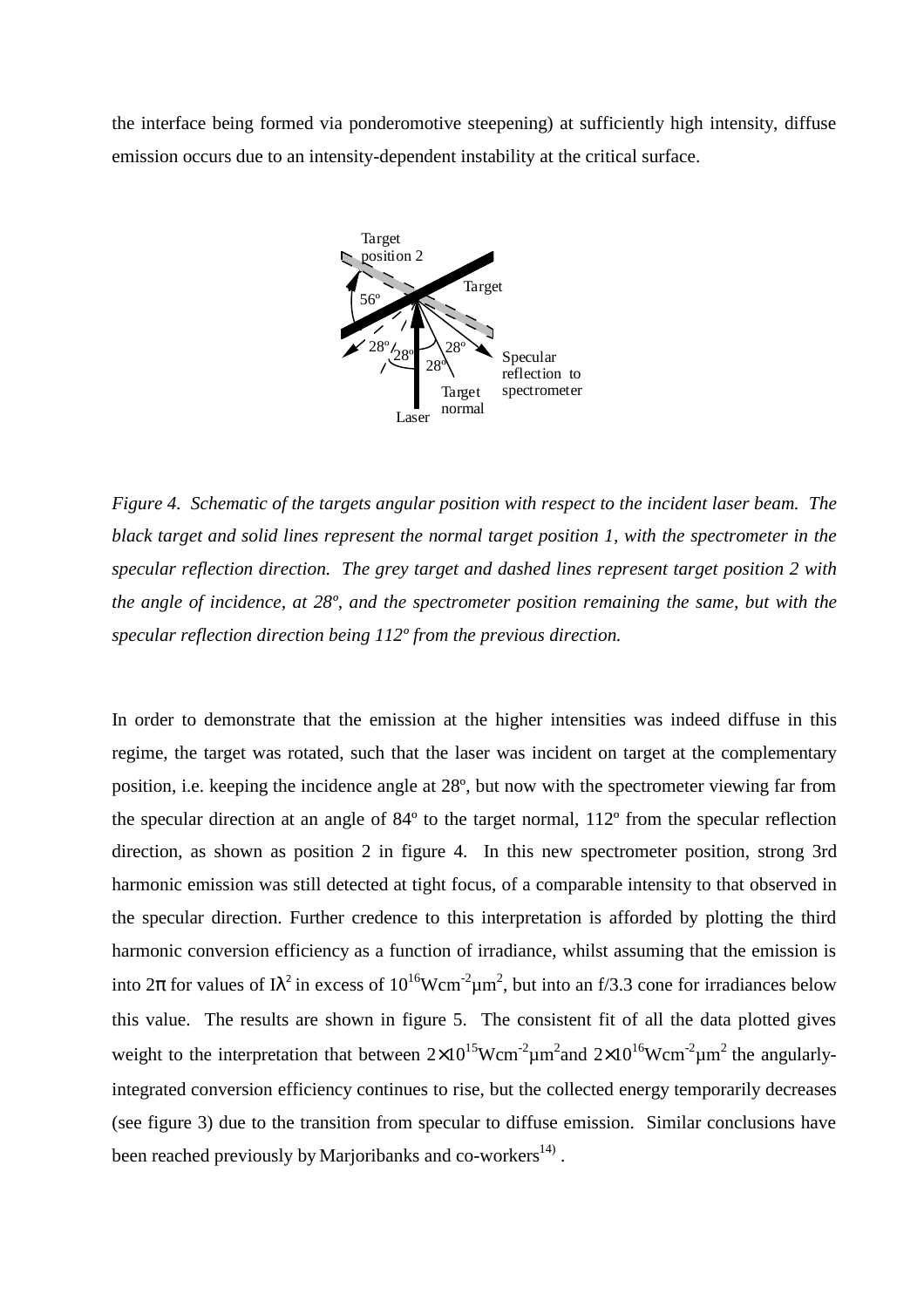the interface being formed via ponderomotive steepening) at sufficiently high intensity, diffuse emission occurs due to an intensity-dependent instability at the critical surface.

*Figure 4. Schematic of the targets angular position with respect to the incident laser beam. The black target and solid lines represent the normal target position 1, with the spectrometer in the specular reflection direction. The grey target and dashed lines represent target position 2 with the angle of incidence, at 28º, and the spectrometer position remaining the same, but with the specular reflection direction being 112º from the previous direction.*

In order to demonstrate that the emission at the higher intensities was indeed diffuse in this regime, the target was rotated, such that the laser was incident on target at the complementary position, i.e. keeping the incidence angle at 28º, but now with the spectrometer viewing far from the specular direction at an angle of 84º to the target normal, 112º from the specular reflection direction, as shown as position 2 in figure 4. In this new spectrometer position, strong 3rd harmonic emission was still detected at tight focus, of a comparable intensity to that observed in the specular direction. Further credence to this interpretation is afforded by plotting the third harmonic conversion efficiency as a function of irradiance, whilst assuming that the emission is into $2\pi$ for values of $I\lambda^2$ in excess of $10^{16}$Wcm$^{-2}$μm$^2$, but into an f/3.3 cone for irradiances below this value. The results are shown in figure 5. The consistent fit of all the data plotted gives weight to the interpretation that between $2\times10^{15}$Wcm$^{-2}$μm$^2$and $2\times10^{16}$Wcm$^{-2}$μm$^2$ the angularly-integrated conversion efficiency continues to rise, but the collected energy temporarily decreases (see figure 3) due to the transition from specular to diffuse emission. Similar conclusions have been reached previously by Marjoribanks and co-workers[14) ].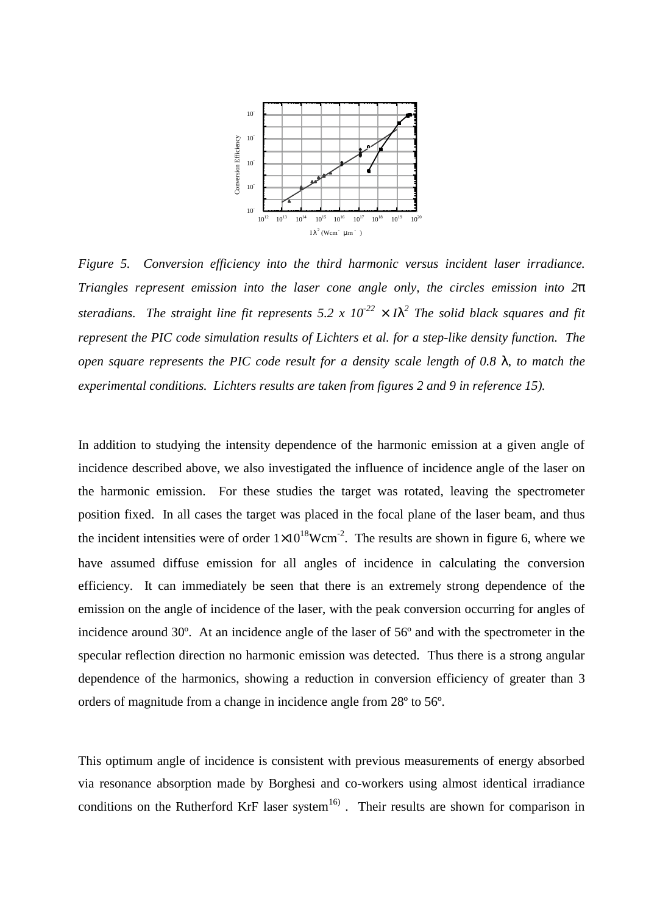*Figure 5. Conversion efficiency into the third harmonic versus incident laser irradiance. Triangles represent emission into the laser cone angle only, the circles emission into 2π steradians. The straight line fit represents 5.2 x $10^{-22}$ × $I\lambda^2$ The solid black squares and fit represent the PIC code simulation results of Lichters et al. for a step-like density function. The open square represents the PIC code result for a density scale length of 0.8 λ, to match the experimental conditions. Lichters results are taken from figures 2 and 9 in reference 15).*

In addition to studying the intensity dependence of the harmonic emission at a given angle of incidence described above, we also investigated the influence of incidence angle of the laser on the harmonic emission. For these studies the target was rotated, leaving the spectrometer position fixed. In all cases the target was placed in the focal plane of the laser beam, and thus the incident intensities were of order $1\times10^{18}$Wcm$^{-2}$. The results are shown in figure 6, where we have assumed diffuse emission for all angles of incidence in calculating the conversion efficiency. It can immediately be seen that there is an extremely strong dependence of the emission on the angle of incidence of the laser, with the peak conversion occurring for angles of incidence around 30º. At an incidence angle of the laser of 56º and with the spectrometer in the specular reflection direction no harmonic emission was detected. Thus there is a strong angular dependence of the harmonics, showing a reduction in conversion efficiency of greater than 3 orders of magnitude from a change in incidence angle from 28º to 56º.

This optimum angle of incidence is consistent with previous measurements of energy absorbed via resonance absorption made by Borghesi and co-workers using almost identical irradiance conditions on the Rutherford KrF laser system[16) ]. Their results are shown for comparison in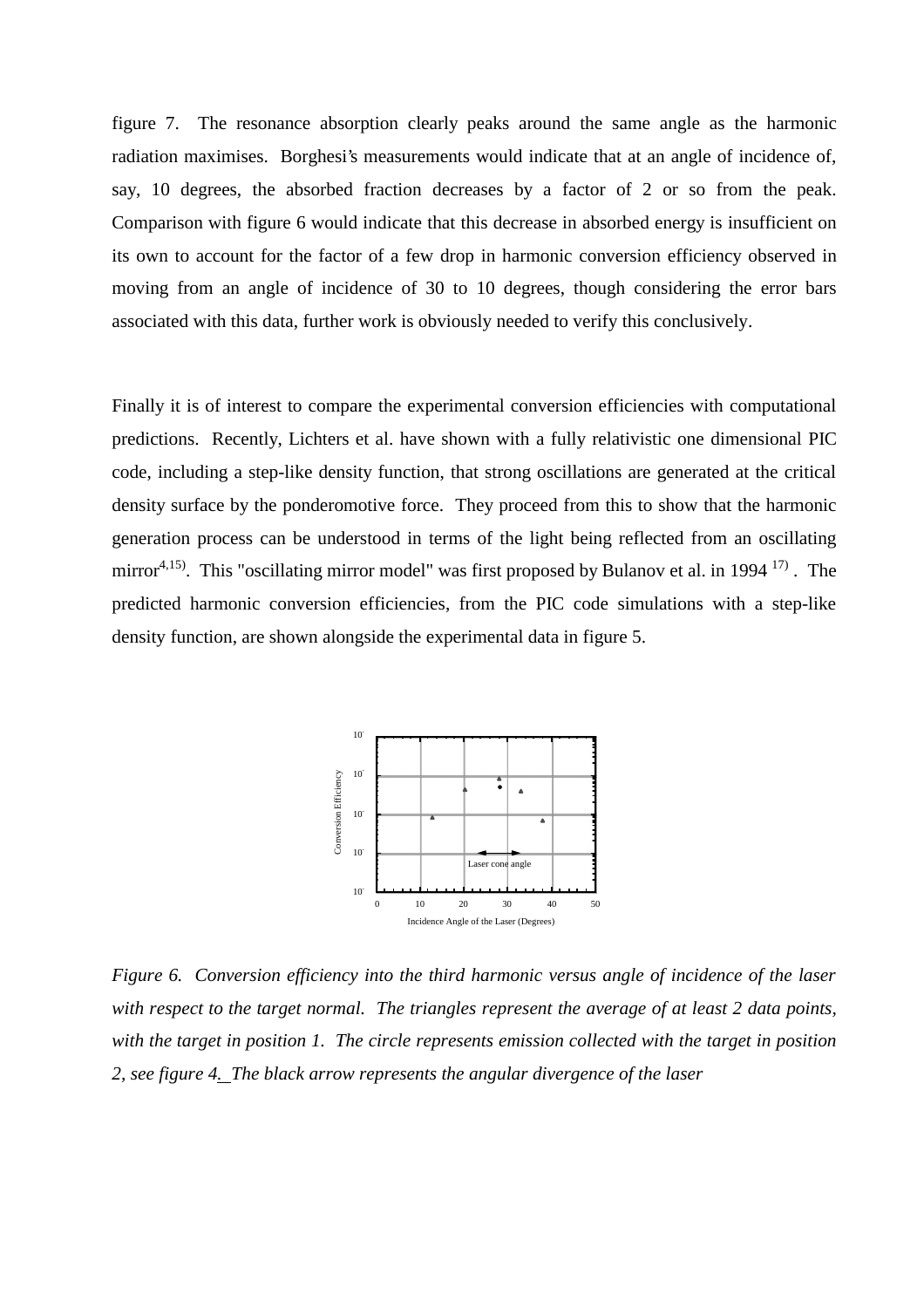figure 7. The resonance absorption clearly peaks around the same angle as the harmonic radiation maximises. Borghesi's measurements would indicate that at an angle of incidence of, say, 10 degrees, the absorbed fraction decreases by a factor of 2 or so from the peak. Comparison with figure 6 would indicate that this decrease in absorbed energy is insufficient on its own to account for the factor of a few drop in harmonic conversion efficiency observed in moving from an angle of incidence of 30 to 10 degrees, though considering the error bars associated with this data, further work is obviously needed to verify this conclusively.

Finally it is of interest to compare the experimental conversion efficiencies with computational predictions. Recently, Lichters et al. have shown with a fully relativistic one dimensional PIC code, including a step-like density function, that strong oscillations are generated at the critical density surface by the ponderomotive force. They proceed from this to show that the harmonic generation process can be understood in terms of the light being reflected from an oscillating mirror[4,15]. This "oscillating mirror model" was first proposed by Bulanov et al. in 1994 [17]. The predicted harmonic conversion efficiencies, from the PIC code simulations with a step-like density function, are shown alongside the experimental data in figure 5.

*Figure 6. Conversion efficiency into the third harmonic versus angle of incidence of the laser with respect to the target normal. The triangles represent the average of at least 2 data points, with the target in position 1. The circle represents emission collected with the target in position 2, see figure 4. The black arrow represents the angular divergence of the laser*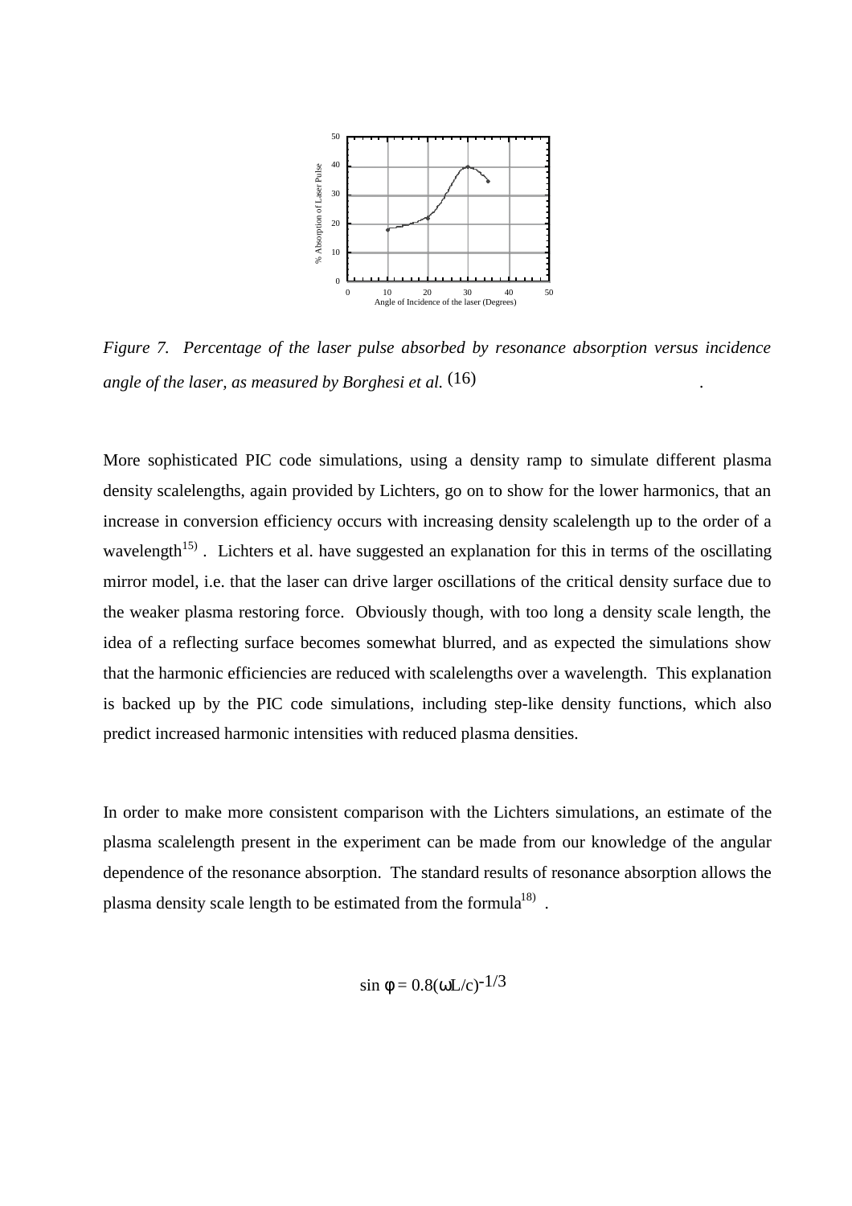*Figure 7. Percentage of the laser pulse absorbed by resonance absorption versus incidence angle of the laser, as measured by Borghesi et al.* (16) .

More sophisticated PIC code simulations, using a density ramp to simulate different plasma density scalelengths, again provided by Lichters, go on to show for the lower harmonics, that an increase in conversion efficiency occurs with increasing density scalelength up to the order of a wavelength[15) ]. Lichters et al. have suggested an explanation for this in terms of the oscillating mirror model, i.e. that the laser can drive larger oscillations of the critical density surface due to the weaker plasma restoring force. Obviously though, with too long a density scale length, the idea of a reflecting surface becomes somewhat blurred, and as expected the simulations show that the harmonic efficiencies are reduced with scalelengths over a wavelength. This explanation is backed up by the PIC code simulations, including step-like density functions, which also predict increased harmonic intensities with reduced plasma densities.

In order to make more consistent comparison with the Lichters simulations, an estimate of the plasma scalelength present in the experiment can be made from our knowledge of the angular dependence of the resonance absorption. The standard results of resonance absorption allows the plasma density scale length to be estimated from the formula[18)] .

$$\sin \phi = 0.8(\omega L/c)^{-1/3}$$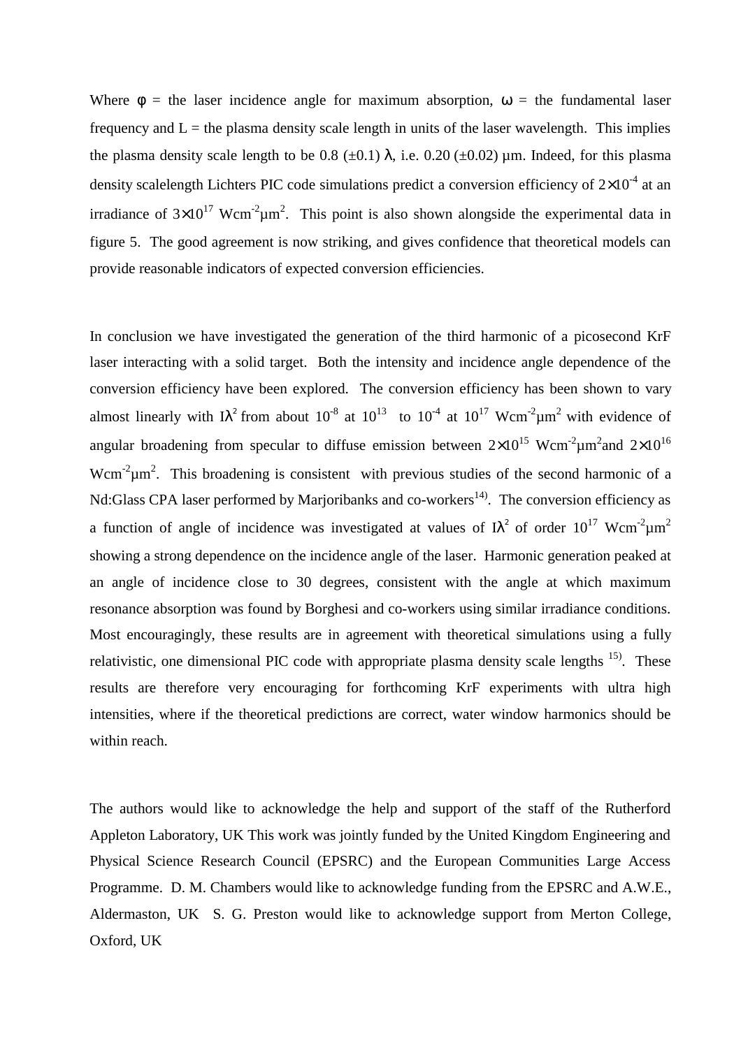Where $\phi$ = the laser incidence angle for maximum absorption, $\omega$ = the fundamental laser frequency and L = the plasma density scale length in units of the laser wavelength. This implies the plasma density scale length to be 0.8 (±0.1) $\lambda$, i.e. 0.20 (±0.02) μm. Indeed, for this plasma density scalelength Lichters PIC code simulations predict a conversion efficiency of $2\times10^{-4}$ at an irradiance of $3\times10^{17}$ Wcm$^{-2}$μm$^{2}$. This point is also shown alongside the experimental data in figure 5. The good agreement is now striking, and gives confidence that theoretical models can provide reasonable indicators of expected conversion efficiencies.

In conclusion we have investigated the generation of the third harmonic of a picosecond KrF laser interacting with a solid target. Both the intensity and incidence angle dependence of the conversion efficiency have been explored. The conversion efficiency has been shown to vary almost linearly with $I\lambda^2$ from about $10^{-8}$ at $10^{13}$ to $10^{-4}$ at $10^{17}$ Wcm$^{-2}$μm$^{2}$ with evidence of angular broadening from specular to diffuse emission between $2\times10^{15}$ Wcm$^{-2}$μm$^{2}$and $2\times10^{16}$ Wcm$^{-2}$μm$^{2}$. This broadening is consistent with previous studies of the second harmonic of a Nd:Glass CPA laser performed by Marjoribanks and co-workers[14)]. The conversion efficiency as a function of angle of incidence was investigated at values of $I\lambda^2$ of order $10^{17}$ Wcm$^{-2}$μm$^{2}$ showing a strong dependence on the incidence angle of the laser. Harmonic generation peaked at an angle of incidence close to 30 degrees, consistent with the angle at which maximum resonance absorption was found by Borghesi and co-workers using similar irradiance conditions. Most encouragingly, these results are in agreement with theoretical simulations using a fully relativistic, one dimensional PIC code with appropriate plasma density scale lengths [15)]. These results are therefore very encouraging for forthcoming KrF experiments with ultra high intensities, where if the theoretical predictions are correct, water window harmonics should be within reach.

The authors would like to acknowledge the help and support of the staff of the Rutherford Appleton Laboratory, UK This work was jointly funded by the United Kingdom Engineering and Physical Science Research Council (EPSRC) and the European Communities Large Access Programme. D. M. Chambers would like to acknowledge funding from the EPSRC and A.W.E., Aldermaston, UK S. G. Preston would like to acknowledge support from Merton College, Oxford, UK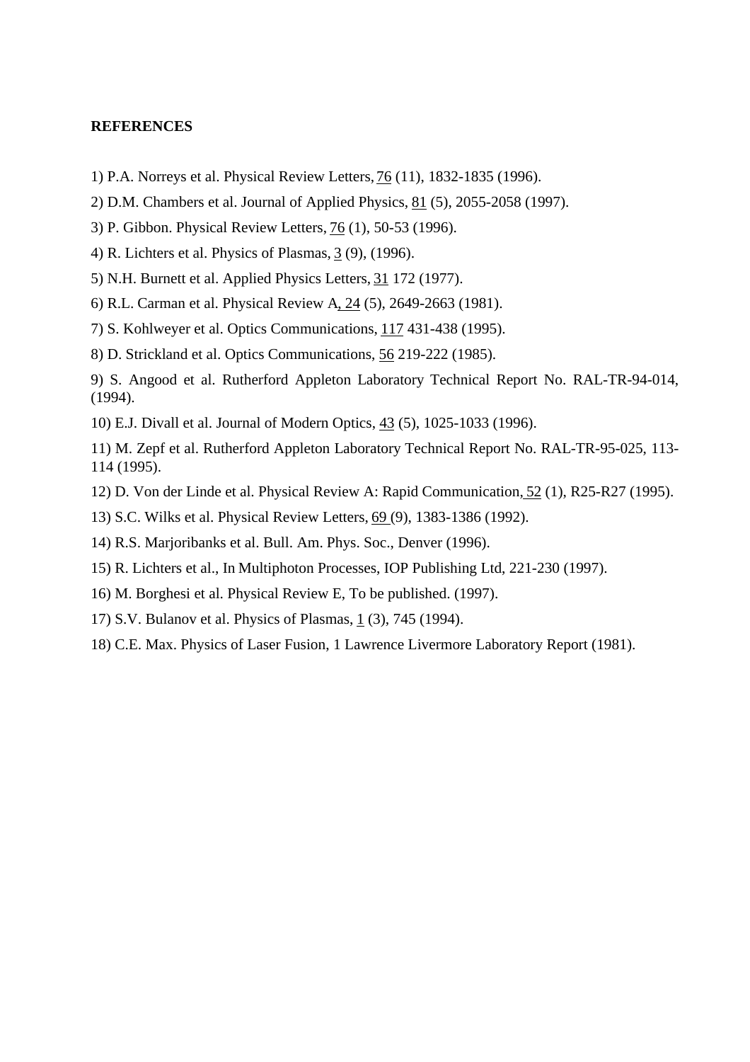**REFERENCES**

1) P.A. Norreys et al. Physical Review Letters, 76 (11), 1832-1835 (1996).

2) D.M. Chambers et al. Journal of Applied Physics, 81 (5), 2055-2058 (1997).

3) P. Gibbon. Physical Review Letters, 76 (1), 50-53 (1996).

4) R. Lichters et al. Physics of Plasmas, 3 (9), (1996).

5) N.H. Burnett et al. Applied Physics Letters, 31 172 (1977).

6) R.L. Carman et al. Physical Review A, 24 (5), 2649-2663 (1981).

7) S. Kohlweyer et al. Optics Communications, 117 431-438 (1995).

8) D. Strickland et al. Optics Communications, 56 219-222 (1985).

9) S. Angood et al. Rutherford Appleton Laboratory Technical Report No. RAL-TR-94-014, (1994).

10) E.J. Divall et al. Journal of Modern Optics, 43 (5), 1025-1033 (1996).

11) M. Zepf et al. Rutherford Appleton Laboratory Technical Report No. RAL-TR-95-025, 113-114 (1995).

12) D. Von der Linde et al. Physical Review A: Rapid Communication, 52 (1), R25-R27 (1995).

13) S.C. Wilks et al. Physical Review Letters, 69 (9), 1383-1386 (1992).

14) R.S. Marjoribanks et al. Bull. Am. Phys. Soc., Denver (1996).

15) R. Lichters et al., In Multiphoton Processes, IOP Publishing Ltd, 221-230 (1997).

16) M. Borghesi et al. Physical Review E, To be published. (1997).

17) S.V. Bulanov et al. Physics of Plasmas, 1 (3), 745 (1994).

18) C.E. Max. Physics of Laser Fusion, 1 Lawrence Livermore Laboratory Report (1981).